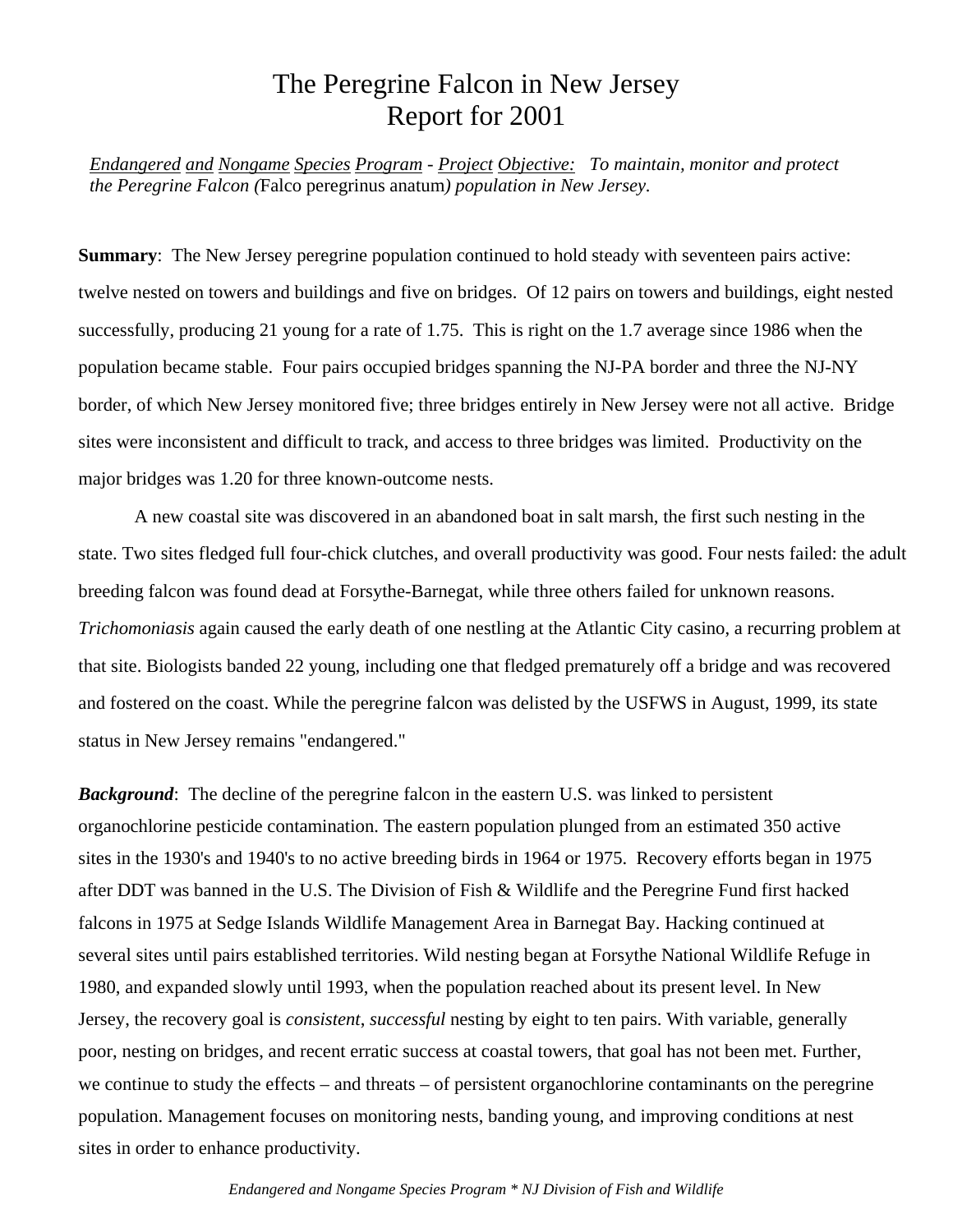# The Peregrine Falcon in New Jersey
# Report for 2001

*Endangered and Nongame Species Program - Project Objective: To maintain, monitor and protect the Peregrine Falcon (*Falco peregrinus anatum*) population in New Jersey.*

**Summary**: The New Jersey peregrine population continued to hold steady with seventeen pairs active: twelve nested on towers and buildings and five on bridges. Of 12 pairs on towers and buildings, eight nested successfully, producing 21 young for a rate of 1.75. This is right on the 1.7 average since 1986 when the population became stable. Four pairs occupied bridges spanning the NJ-PA border and three the NJ-NY border, of which New Jersey monitored five; three bridges entirely in New Jersey were not all active. Bridge sites were inconsistent and difficult to track, and access to three bridges was limited. Productivity on the major bridges was 1.20 for three known-outcome nests.

A new coastal site was discovered in an abandoned boat in salt marsh, the first such nesting in the state. Two sites fledged full four-chick clutches, and overall productivity was good. Four nests failed: the adult breeding falcon was found dead at Forsythe-Barnegat, while three others failed for unknown reasons. *Trichomoniasis* again caused the early death of one nestling at the Atlantic City casino, a recurring problem at that site. Biologists banded 22 young, including one that fledged prematurely off a bridge and was recovered and fostered on the coast. While the peregrine falcon was delisted by the USFWS in August, 1999, its state status in New Jersey remains "endangered."

***Background***: The decline of the peregrine falcon in the eastern U.S. was linked to persistent organochlorine pesticide contamination. The eastern population plunged from an estimated 350 active sites in the 1930's and 1940's to no active breeding birds in 1964 or 1975. Recovery efforts began in 1975 after DDT was banned in the U.S. The Division of Fish & Wildlife and the Peregrine Fund first hacked falcons in 1975 at Sedge Islands Wildlife Management Area in Barnegat Bay. Hacking continued at several sites until pairs established territories. Wild nesting began at Forsythe National Wildlife Refuge in 1980, and expanded slowly until 1993, when the population reached about its present level. In New Jersey, the recovery goal is *consistent*, *successful* nesting by eight to ten pairs. With variable, generally poor, nesting on bridges, and recent erratic success at coastal towers, that goal has not been met. Further, we continue to study the effects – and threats – of persistent organochlorine contaminants on the peregrine population. Management focuses on monitoring nests, banding young, and improving conditions at nest sites in order to enhance productivity.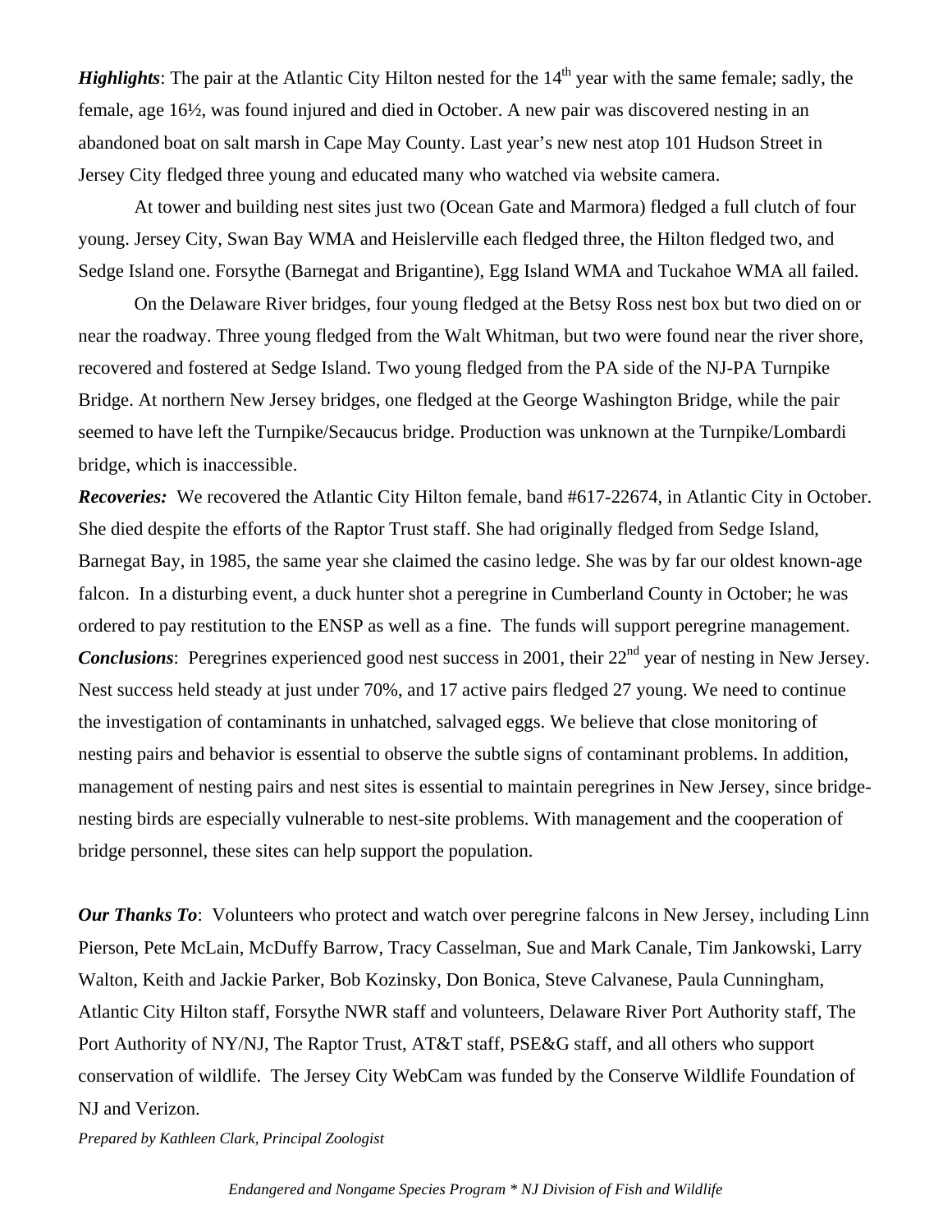***Highlights***: The pair at the Atlantic City Hilton nested for the 14th year with the same female; sadly, the female, age 16½, was found injured and died in October. A new pair was discovered nesting in an abandoned boat on salt marsh in Cape May County. Last year's new nest atop 101 Hudson Street in Jersey City fledged three young and educated many who watched via website camera.

At tower and building nest sites just two (Ocean Gate and Marmora) fledged a full clutch of four young. Jersey City, Swan Bay WMA and Heislerville each fledged three, the Hilton fledged two, and Sedge Island one. Forsythe (Barnegat and Brigantine), Egg Island WMA and Tuckahoe WMA all failed.

On the Delaware River bridges, four young fledged at the Betsy Ross nest box but two died on or near the roadway. Three young fledged from the Walt Whitman, but two were found near the river shore, recovered and fostered at Sedge Island. Two young fledged from the PA side of the NJ-PA Turnpike Bridge. At northern New Jersey bridges, one fledged at the George Washington Bridge, while the pair seemed to have left the Turnpike/Secaucus bridge. Production was unknown at the Turnpike/Lombardi bridge, which is inaccessible.

***Recoveries:*** We recovered the Atlantic City Hilton female, band #617-22674, in Atlantic City in October. She died despite the efforts of the Raptor Trust staff. She had originally fledged from Sedge Island, Barnegat Bay, in 1985, the same year she claimed the casino ledge. She was by far our oldest known-age falcon. In a disturbing event, a duck hunter shot a peregrine in Cumberland County in October; he was ordered to pay restitution to the ENSP as well as a fine. The funds will support peregrine management.

***Conclusions***: Peregrines experienced good nest success in 2001, their 22nd year of nesting in New Jersey. Nest success held steady at just under 70%, and 17 active pairs fledged 27 young. We need to continue the investigation of contaminants in unhatched, salvaged eggs. We believe that close monitoring of nesting pairs and behavior is essential to observe the subtle signs of contaminant problems. In addition, management of nesting pairs and nest sites is essential to maintain peregrines in New Jersey, since bridge-nesting birds are especially vulnerable to nest-site problems. With management and the cooperation of bridge personnel, these sites can help support the population.

***Our Thanks To***: Volunteers who protect and watch over peregrine falcons in New Jersey, including Linn Pierson, Pete McLain, McDuffy Barrow, Tracy Casselman, Sue and Mark Canale, Tim Jankowski, Larry Walton, Keith and Jackie Parker, Bob Kozinsky, Don Bonica, Steve Calvanese, Paula Cunningham, Atlantic City Hilton staff, Forsythe NWR staff and volunteers, Delaware River Port Authority staff, The Port Authority of NY/NJ, The Raptor Trust, AT&T staff, PSE&G staff, and all others who support conservation of wildlife. The Jersey City WebCam was funded by the Conserve Wildlife Foundation of NJ and Verizon.

*Prepared by Kathleen Clark, Principal Zoologist*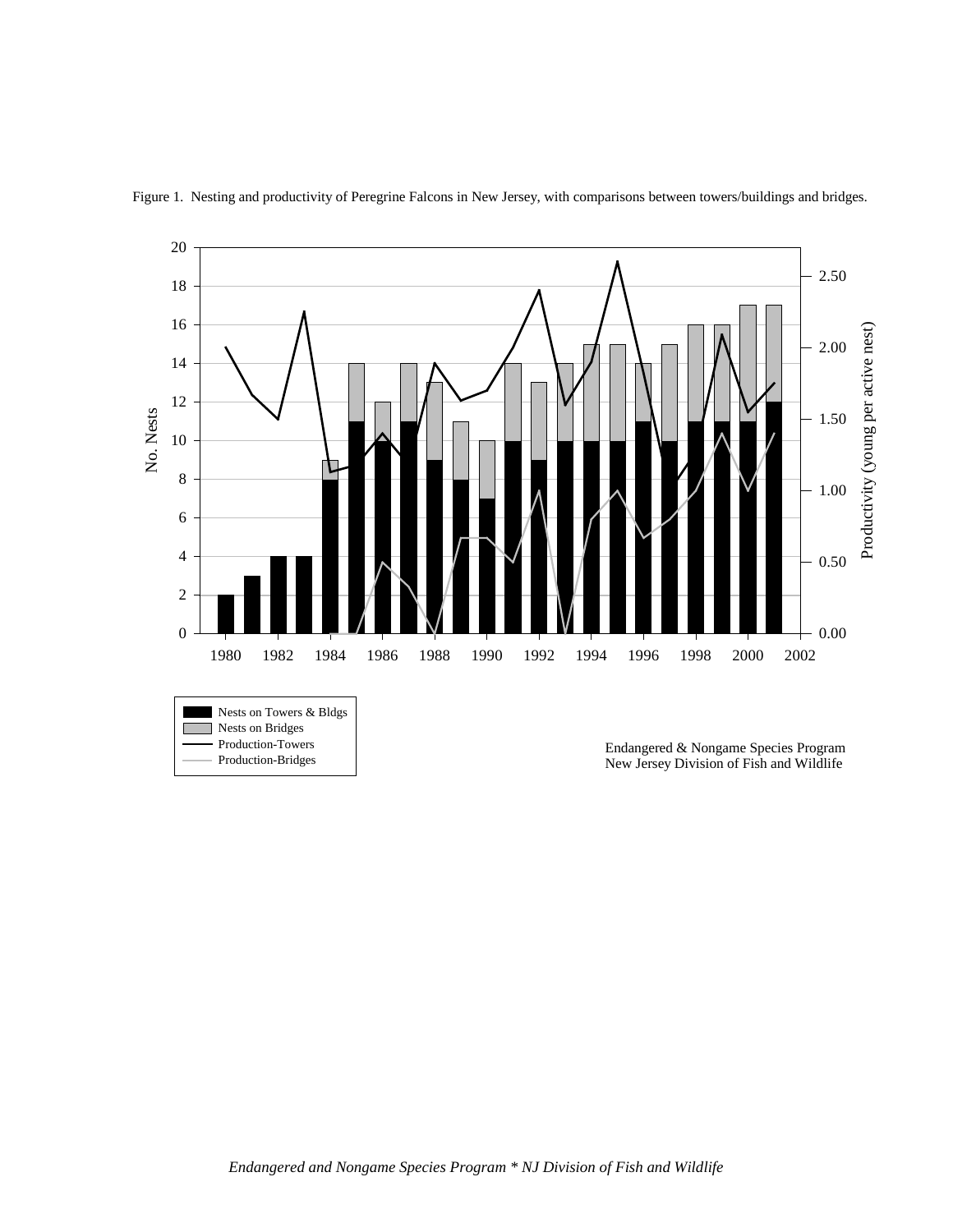Figure 1. Nesting and productivity of Peregrine Falcons in New Jersey, with comparisons between towers/buildings and bridges.

No. Nests

20
18
16
14
12
10
8
6
4
2
0

Productivity (young per active nest)

2.50
2.00
1.50
1.00
0.50
0.00

1980 1982 1984 1986 1988 1990 1992 1994 1996 1998 2000 2002

Nests on Towers & Bldgs
Nests on Bridges
Production-Towers
Production-Bridges

Endangered & Nongame Species Program
New Jersey Division of Fish and Wildlife